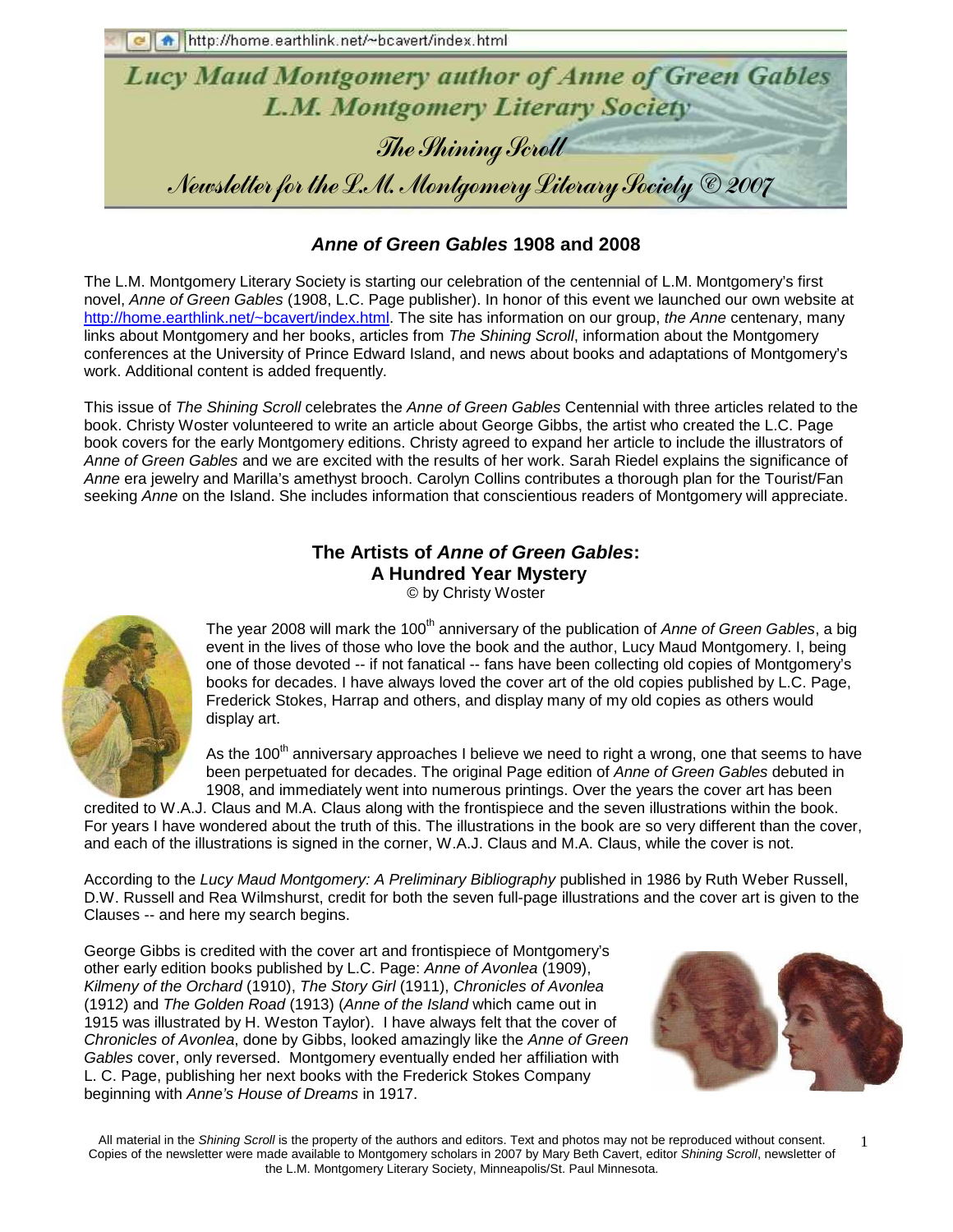http://home.earthlink.net/~bcavert/index.html

# Lucy Maud Montgomery author of Anne of Green Gables
# L.M. Montgomery Literary Society

## The Shining Scroll

## Newsletter for the L.M. Montgomery Literary Society © 2007

### *Anne of Green Gables* 1908 and 2008

The L.M. Montgomery Literary Society is starting our celebration of the centennial of L.M. Montgomery's first novel, *Anne of Green Gables* (1908, L.C. Page publisher). In honor of this event we launched our own website at http://home.earthlink.net/~bcavert/index.html. The site has information on our group, *the Anne* centenary, many links about Montgomery and her books, articles from *The Shining Scroll*, information about the Montgomery conferences at the University of Prince Edward Island, and news about books and adaptations of Montgomery's work. Additional content is added frequently.

This issue of *The Shining Scroll* celebrates the *Anne of Green Gables* Centennial with three articles related to the book. Christy Woster volunteered to write an article about George Gibbs, the artist who created the L.C. Page book covers for the early Montgomery editions. Christy agreed to expand her article to include the illustrators of *Anne of Green Gables* and we are excited with the results of her work. Sarah Riedel explains the significance of *Anne* era jewelry and Marilla's amethyst brooch. Carolyn Collins contributes a thorough plan for the Tourist/Fan seeking *Anne* on the Island. She includes information that conscientious readers of Montgomery will appreciate.

### The Artists of *Anne of Green Gables*: A Hundred Year Mystery

© by Christy Woster

The year 2008 will mark the 100th anniversary of the publication of *Anne of Green Gables*, a big event in the lives of those who love the book and the author, Lucy Maud Montgomery. I, being one of those devoted -- if not fanatical -- fans have been collecting old copies of Montgomery's books for decades. I have always loved the cover art of the old copies published by L.C. Page, Frederick Stokes, Harrap and others, and display many of my old copies as others would display art.

As the 100th anniversary approaches I believe we need to right a wrong, one that seems to have been perpetuated for decades. The original Page edition of *Anne of Green Gables* debuted in 1908, and immediately went into numerous printings. Over the years the cover art has been credited to W.A.J. Claus and M.A. Claus along with the frontispiece and the seven illustrations within the book. For years I have wondered about the truth of this. The illustrations in the book are so very different than the cover, and each of the illustrations is signed in the corner, W.A.J. Claus and M.A. Claus, while the cover is not.

According to the *Lucy Maud Montgomery: A Preliminary Bibliography* published in 1986 by Ruth Weber Russell, D.W. Russell and Rea Wilmshurst, credit for both the seven full-page illustrations and the cover art is given to the Clauses -- and here my search begins.

George Gibbs is credited with the cover art and frontispiece of Montgomery's other early edition books published by L.C. Page: *Anne of Avonlea* (1909), *Kilmeny of the Orchard* (1910), *The Story Girl* (1911), *Chronicles of Avonlea* (1912) and *The Golden Road* (1913) (*Anne of the Island* which came out in 1915 was illustrated by H. Weston Taylor). I have always felt that the cover of *Chronicles of Avonlea*, done by Gibbs, looked amazingly like the *Anne of Green Gables* cover, only reversed. Montgomery eventually ended her affiliation with L. C. Page, publishing her next books with the Frederick Stokes Company beginning with *Anne's House of Dreams* in 1917.

All material in the *Shining Scroll* is the property of the authors and editors. Text and photos may not be reproduced without consent. Copies of the newsletter were made available to Montgomery scholars in 2007 by Mary Beth Cavert, editor *Shining Scroll*, newsletter of the L.M. Montgomery Literary Society, Minneapolis/St. Paul Minnesota.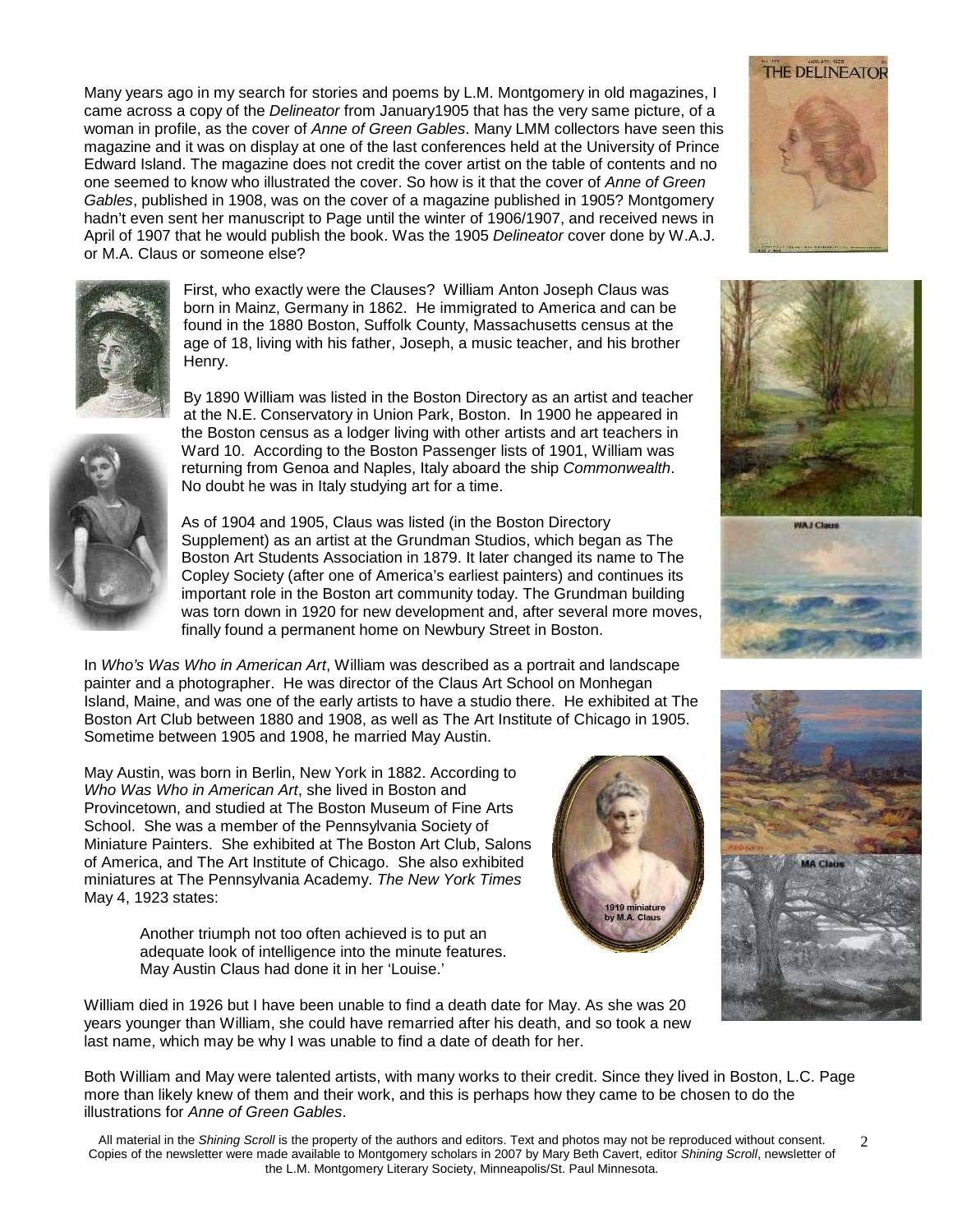Many years ago in my search for stories and poems by L.M. Montgomery in old magazines, I came across a copy of the *Delineator* from January1905 that has the very same picture, of a woman in profile, as the cover of *Anne of Green Gables*. Many LMM collectors have seen this magazine and it was on display at one of the last conferences held at the University of Prince Edward Island. The magazine does not credit the cover artist on the table of contents and no one seemed to know who illustrated the cover. So how is it that the cover of *Anne of Green Gables*, published in 1908, was on the cover of a magazine published in 1905? Montgomery hadn't even sent her manuscript to Page until the winter of 1906/1907, and received news in April of 1907 that he would publish the book. Was the 1905 *Delineator* cover done by W.A.J. or M.A. Claus or someone else?

First, who exactly were the Clauses? William Anton Joseph Claus was born in Mainz, Germany in 1862. He immigrated to America and can be found in the 1880 Boston, Suffolk County, Massachusetts census at the age of 18, living with his father, Joseph, a music teacher, and his brother Henry.

By 1890 William was listed in the Boston Directory as an artist and teacher at the N.E. Conservatory in Union Park, Boston. In 1900 he appeared in the Boston census as a lodger living with other artists and art teachers in Ward 10. According to the Boston Passenger lists of 1901, William was returning from Genoa and Naples, Italy aboard the ship *Commonwealth*. No doubt he was in Italy studying art for a time.

As of 1904 and 1905, Claus was listed (in the Boston Directory Supplement) as an artist at the Grundman Studios, which began as The Boston Art Students Association in 1879. It later changed its name to The Copley Society (after one of America's earliest painters) and continues its important role in the Boston art community today. The Grundman building was torn down in 1920 for new development and, after several more moves, finally found a permanent home on Newbury Street in Boston.

In *Who's Was Who in American Art*, William was described as a portrait and landscape painter and a photographer. He was director of the Claus Art School on Monhegan Island, Maine, and was one of the early artists to have a studio there. He exhibited at The Boston Art Club between 1880 and 1908, as well as The Art Institute of Chicago in 1905. Sometime between 1905 and 1908, he married May Austin.

May Austin, was born in Berlin, New York in 1882. According to *Who Was Who in American Art*, she lived in Boston and Provincetown, and studied at The Boston Museum of Fine Arts School. She was a member of the Pennsylvania Society of Miniature Painters. She exhibited at The Boston Art Club, Salons of America, and The Art Institute of Chicago. She also exhibited miniatures at The Pennsylvania Academy. *The New York Times* May 4, 1923 states:

> Another triumph not too often achieved is to put an adequate look of intelligence into the minute features. May Austin Claus had done it in her 'Louise.'

William died in 1926 but I have been unable to find a death date for May. As she was 20 years younger than William, she could have remarried after his death, and so took a new last name, which may be why I was unable to find a date of death for her.

Both William and May were talented artists, with many works to their credit. Since they lived in Boston, L.C. Page more than likely knew of them and their work, and this is perhaps how they came to be chosen to do the illustrations for *Anne of Green Gables*.

All material in the *Shining Scroll* is the property of the authors and editors. Text and photos may not be reproduced without consent. Copies of the newsletter were made available to Montgomery scholars in 2007 by Mary Beth Cavert, editor *Shining Scroll*, newsletter of the L.M. Montgomery Literary Society, Minneapolis/St. Paul Minnesota.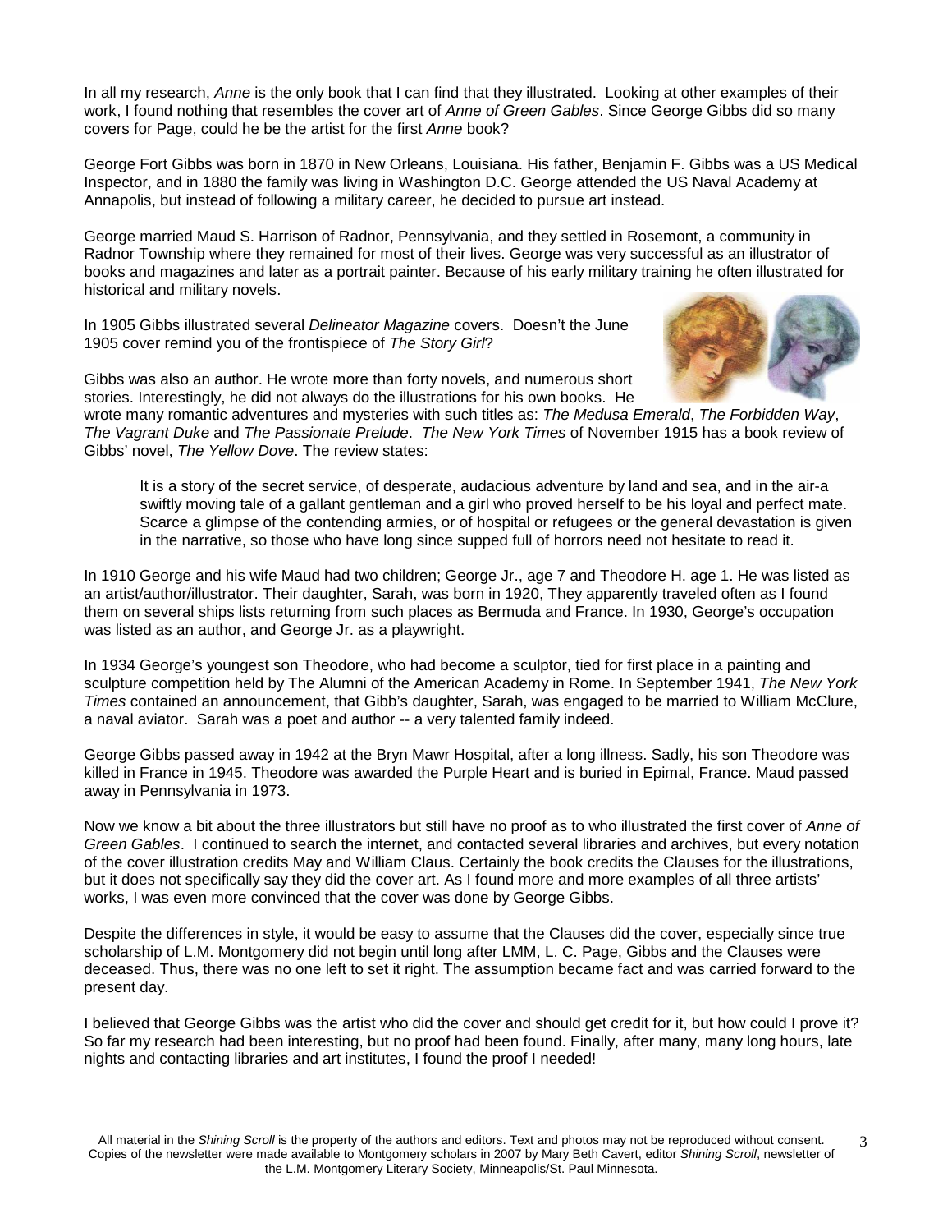In all my research, *Anne* is the only book that I can find that they illustrated. Looking at other examples of their work, I found nothing that resembles the cover art of *Anne of Green Gables*. Since George Gibbs did so many covers for Page, could he be the artist for the first *Anne* book?

George Fort Gibbs was born in 1870 in New Orleans, Louisiana. His father, Benjamin F. Gibbs was a US Medical Inspector, and in 1880 the family was living in Washington D.C. George attended the US Naval Academy at Annapolis, but instead of following a military career, he decided to pursue art instead.

George married Maud S. Harrison of Radnor, Pennsylvania, and they settled in Rosemont, a community in Radnor Township where they remained for most of their lives. George was very successful as an illustrator of books and magazines and later as a portrait painter. Because of his early military training he often illustrated for historical and military novels.

In 1905 Gibbs illustrated several *Delineator Magazine* covers. Doesn't the June 1905 cover remind you of the frontispiece of *The Story Girl*?

Gibbs was also an author. He wrote more than forty novels, and numerous short stories. Interestingly, he did not always do the illustrations for his own books. He wrote many romantic adventures and mysteries with such titles as: *The Medusa Emerald*, *The Forbidden Way*, *The Vagrant Duke* and *The Passionate Prelude*. *The New York Times* of November 1915 has a book review of Gibbs' novel, *The Yellow Dove*. The review states:

> It is a story of the secret service, of desperate, audacious adventure by land and sea, and in the air-a swiftly moving tale of a gallant gentleman and a girl who proved herself to be his loyal and perfect mate. Scarce a glimpse of the contending armies, or of hospital or refugees or the general devastation is given in the narrative, so those who have long since supped full of horrors need not hesitate to read it.

In 1910 George and his wife Maud had two children; George Jr., age 7 and Theodore H. age 1. He was listed as an artist/author/illustrator. Their daughter, Sarah, was born in 1920, They apparently traveled often as I found them on several ships lists returning from such places as Bermuda and France. In 1930, George's occupation was listed as an author, and George Jr. as a playwright.

In 1934 George's youngest son Theodore, who had become a sculptor, tied for first place in a painting and sculpture competition held by The Alumni of the American Academy in Rome. In September 1941, *The New York Times* contained an announcement, that Gibb's daughter, Sarah, was engaged to be married to William McClure, a naval aviator. Sarah was a poet and author -- a very talented family indeed.

George Gibbs passed away in 1942 at the Bryn Mawr Hospital, after a long illness. Sadly, his son Theodore was killed in France in 1945. Theodore was awarded the Purple Heart and is buried in Epimal, France. Maud passed away in Pennsylvania in 1973.

Now we know a bit about the three illustrators but still have no proof as to who illustrated the first cover of *Anne of Green Gables*. I continued to search the internet, and contacted several libraries and archives, but every notation of the cover illustration credits May and William Claus. Certainly the book credits the Clauses for the illustrations, but it does not specifically say they did the cover art. As I found more and more examples of all three artists' works, I was even more convinced that the cover was done by George Gibbs.

Despite the differences in style, it would be easy to assume that the Clauses did the cover, especially since true scholarship of L.M. Montgomery did not begin until long after LMM, L. C. Page, Gibbs and the Clauses were deceased. Thus, there was no one left to set it right. The assumption became fact and was carried forward to the present day.

I believed that George Gibbs was the artist who did the cover and should get credit for it, but how could I prove it? So far my research had been interesting, but no proof had been found. Finally, after many, many long hours, late nights and contacting libraries and art institutes, I found the proof I needed!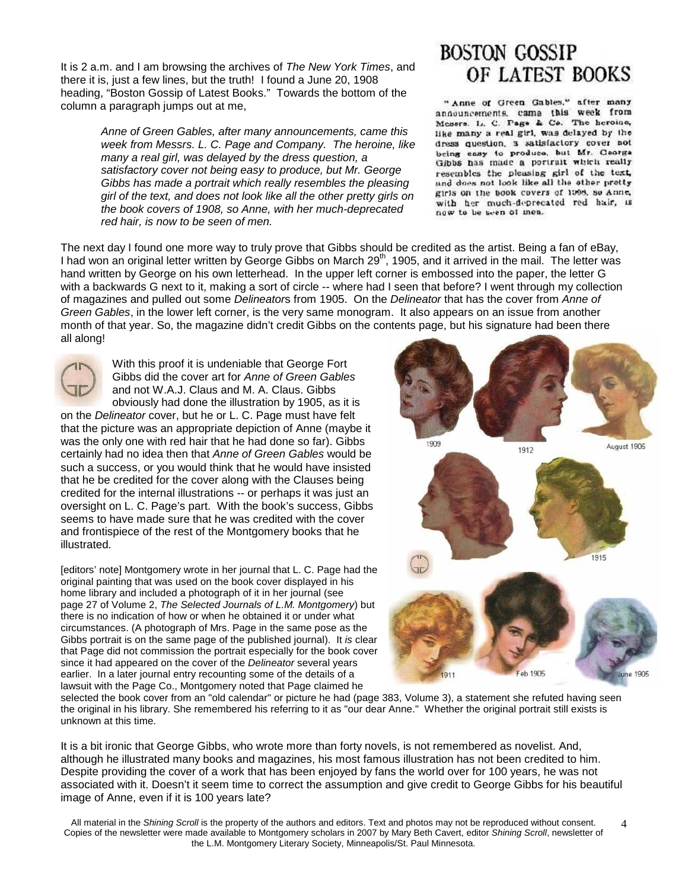It is 2 a.m. and I am browsing the archives of *The New York Times*, and there it is, just a few lines, but the truth! I found a June 20, 1908 heading, "Boston Gossip of Latest Books." Towards the bottom of the column a paragraph jumps out at me,

> *Anne of Green Gables, after many announcements, came this week from Messrs. L. C. Page and Company. The heroine, like many a real girl, was delayed by the dress question, a satisfactory cover not being easy to produce, but Mr. George Gibbs has made a portrait which really resembles the pleasing girl of the text, and does not look like all the other pretty girls on the book covers of 1908, so Anne, with her much-deprecated red hair, is now to be seen of men.*

**BOSTON GOSSIP OF LATEST BOOKS**

"Anne of Green Gables," after many announcements, came this week from Messrs. L. C. Page & Co. The heroine, like many a real girl, was delayed by the dress question, a satisfactory cover not being easy to produce, but Mr. George Gibbs has made a portrait which really resembles the pleasing girl of the text, and does not look like all the other pretty girls on the book covers of 1908, so Anne, with her much-deprecated red hair, is now to be seen of men.

The next day I found one more way to truly prove that Gibbs should be credited as the artist. Being a fan of eBay, I had won an original letter written by George Gibbs on March 29th, 1905, and it arrived in the mail. The letter was hand written by George on his own letterhead. In the upper left corner is embossed into the paper, the letter G with a backwards G next to it, making a sort of circle -- where had I seen that before? I went through my collection of magazines and pulled out some *Delineator*s from 1905. On the *Delineator* that has the cover from *Anne of Green Gables*, in the lower left corner, is the very same monogram. It also appears on an issue from another month of that year. So, the magazine didn't credit Gibbs on the contents page, but his signature had been there all along!

With this proof it is undeniable that George Fort Gibbs did the cover art for *Anne of Green Gables* and not W.A.J. Claus and M. A. Claus. Gibbs obviously had done the illustration by 1905, as it is on the *Delineator* cover, but he or L. C. Page must have felt that the picture was an appropriate depiction of Anne (maybe it was the only one with red hair that he had done so far). Gibbs certainly had no idea then that *Anne of Green Gables* would be such a success, or you would think that he would have insisted that he be credited for the cover along with the Clauses being credited for the internal illustrations -- or perhaps it was just an oversight on L. C. Page's part. With the book's success, Gibbs seems to have made sure that he was credited with the cover and frontispiece of the rest of the Montgomery books that he illustrated.

1909 — 1912 — August 1905 — 1915 — 1911 — Feb 1905 — June 1905

[editors' note] Montgomery wrote in her journal that L. C. Page had the original painting that was used on the book cover displayed in his home library and included a photograph of it in her journal (see page 27 of Volume 2, *The Selected Journals of L.M. Montgomery*) but there is no indication of how or when he obtained it or under what circumstances. (A photograph of Mrs. Page in the same pose as the Gibbs portrait is on the same page of the published journal). It *is* clear that Page did not commission the portrait especially for the book cover since it had appeared on the cover of the *Delineator* several years earlier. In a later journal entry recounting some of the details of a lawsuit with the Page Co., Montgomery noted that Page claimed he selected the book cover from an "old calendar" or picture he had (page 383, Volume 3), a statement she refuted having seen the original in his library. She remembered his referring to it as "our dear Anne." Whether the original portrait still exists is unknown at this time.

It is a bit ironic that George Gibbs, who wrote more than forty novels, is not remembered as novelist. And, although he illustrated many books and magazines, his most famous illustration has not been credited to him. Despite providing the cover of a work that has been enjoyed by fans the world over for 100 years, he was not associated with it. Doesn't it seem time to correct the assumption and give credit to George Gibbs for his beautiful image of Anne, even if it is 100 years late?

All material in the *Shining Scroll* is the property of the authors and editors. Text and photos may not be reproduced without consent. Copies of the newsletter were made available to Montgomery scholars in 2007 by Mary Beth Cavert, editor *Shining Scroll*, newsletter of the L.M. Montgomery Literary Society, Minneapolis/St. Paul Minnesota.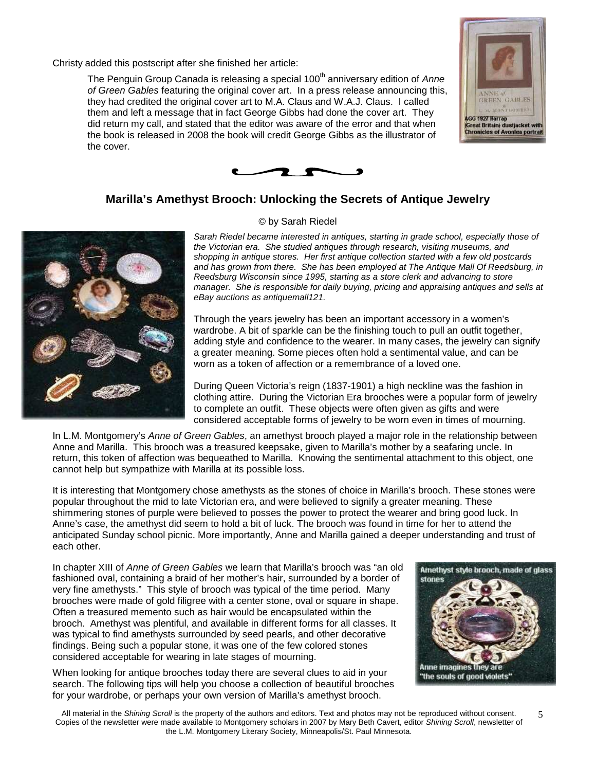Christy added this postscript after she finished her article:

> The Penguin Group Canada is releasing a special 100th anniversary edition of *Anne of Green Gables* featuring the original cover art. In a press release announcing this, they had credited the original cover art to M.A. Claus and W.A.J. Claus. I called them and left a message that in fact George Gibbs had done the cover art. They did return my call, and stated that the editor was aware of the error and that when the book is released in 2008 the book will credit George Gibbs as the illustrator of the cover.

AGG 1927 Harrap (Great Britain) dustjacket with Chronicles of Avonlea portrait

## Marilla's Amethyst Brooch: Unlocking the Secrets of Antique Jewelry

© by Sarah Riedel

*Sarah Riedel became interested in antiques, starting in grade school, especially those of the Victorian era. She studied antiques through research, visiting museums, and shopping in antique stores. Her first antique collection started with a few old postcards and has grown from there. She has been employed at The Antique Mall Of Reedsburg, in Reedsburg Wisconsin since 1995, starting as a store clerk and advancing to store manager. She is responsible for daily buying, pricing and appraising antiques and sells at eBay auctions as antiquemall121.*

Through the years jewelry has been an important accessory in a women's wardrobe. A bit of sparkle can be the finishing touch to pull an outfit together, adding style and confidence to the wearer. In many cases, the jewelry can signify a greater meaning. Some pieces often hold a sentimental value, and can be worn as a token of affection or a remembrance of a loved one.

During Queen Victoria's reign (1837-1901) a high neckline was the fashion in clothing attire. During the Victorian Era brooches were a popular form of jewelry to complete an outfit. These objects were often given as gifts and were considered acceptable forms of jewelry to be worn even in times of mourning.

In L.M. Montgomery's *Anne of Green Gables*, an amethyst brooch played a major role in the relationship between Anne and Marilla. This brooch was a treasured keepsake, given to Marilla's mother by a seafaring uncle. In return, this token of affection was bequeathed to Marilla. Knowing the sentimental attachment to this object, one cannot help but sympathize with Marilla at its possible loss.

It is interesting that Montgomery chose amethysts as the stones of choice in Marilla's brooch. These stones were popular throughout the mid to late Victorian era, and were believed to signify a greater meaning. These shimmering stones of purple were believed to posses the power to protect the wearer and bring good luck. In Anne's case, the amethyst did seem to hold a bit of luck. The brooch was found in time for her to attend the anticipated Sunday school picnic. More importantly, Anne and Marilla gained a deeper understanding and trust of each other.

In chapter XIII of *Anne of Green Gables* we learn that Marilla's brooch was "an old fashioned oval, containing a braid of her mother's hair, surrounded by a border of very fine amethysts." This style of brooch was typical of the time period. Many brooches were made of gold filigree with a center stone, oval or square in shape. Often a treasured memento such as hair would be encapsulated within the brooch. Amethyst was plentiful, and available in different forms for all classes. It was typical to find amethysts surrounded by seed pearls, and other decorative findings. Being such a popular stone, it was one of the few colored stones considered acceptable for wearing in late stages of mourning.

Amethyst style brooch, made of glass stones

Anne imagines they are "the souls of good violets"

When looking for antique brooches today there are several clues to aid in your search. The following tips will help you choose a collection of beautiful brooches for your wardrobe, or perhaps your own version of Marilla's amethyst brooch.

All material in the *Shining Scroll* is the property of the authors and editors. Text and photos may not be reproduced without consent. Copies of the newsletter were made available to Montgomery scholars in 2007 by Mary Beth Cavert, editor *Shining Scroll*, newsletter of the L.M. Montgomery Literary Society, Minneapolis/St. Paul Minnesota.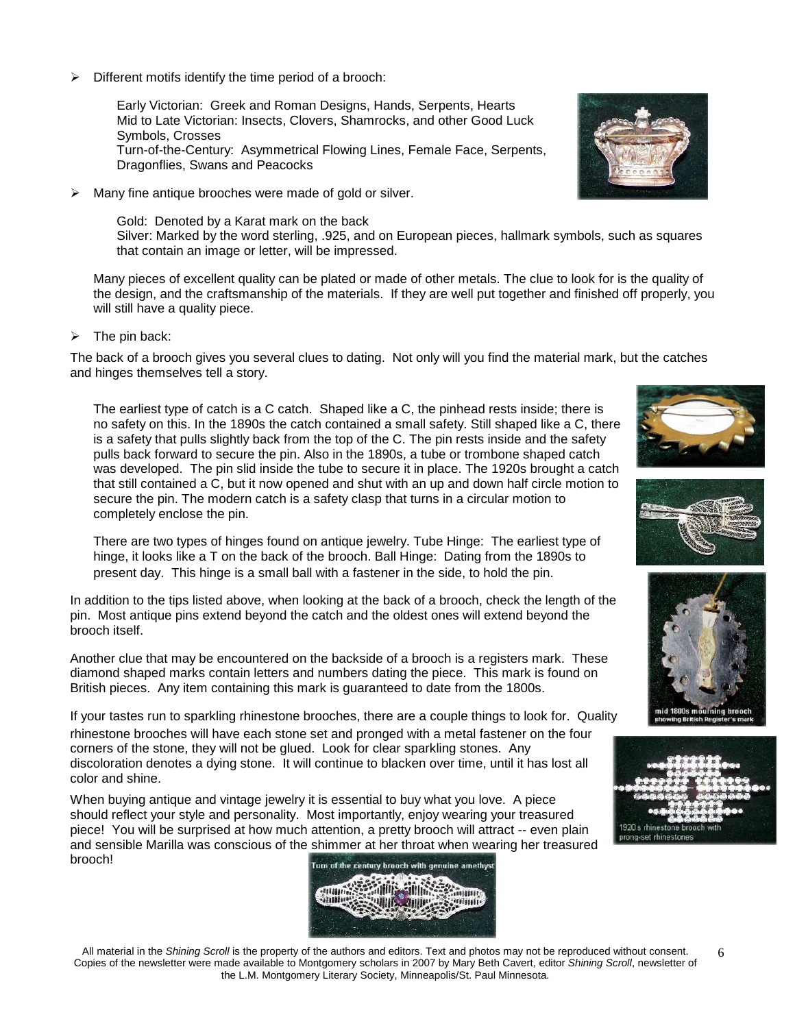- Different motifs identify the time period of a brooch:

    Early Victorian: Greek and Roman Designs, Hands, Serpents, Hearts
    Mid to Late Victorian: Insects, Clovers, Shamrocks, and other Good Luck Symbols, Crosses
    Turn-of-the-Century: Asymmetrical Flowing Lines, Female Face, Serpents, Dragonflies, Swans and Peacocks

- Many fine antique brooches were made of gold or silver.

    Gold: Denoted by a Karat mark on the back
    Silver: Marked by the word sterling, .925, and on European pieces, hallmark symbols, such as squares that contain an image or letter, will be impressed.

  Many pieces of excellent quality can be plated or made of other metals. The clue to look for is the quality of the design, and the craftsmanship of the materials. If they are well put together and finished off properly, you will still have a quality piece.

- The pin back:

The back of a brooch gives you several clues to dating. Not only will you find the material mark, but the catches and hinges themselves tell a story.

The earliest type of catch is a C catch. Shaped like a C, the pinhead rests inside; there is no safety on this. In the 1890s the catch contained a small safety. Still shaped like a C, there is a safety that pulls slightly back from the top of the C. The pin rests inside and the safety pulls back forward to secure the pin. Also in the 1890s, a tube or trombone shaped catch was developed. The pin slid inside the tube to secure it in place. The 1920s brought a catch that still contained a C, but it now opened and shut with an up and down half circle motion to secure the pin. The modern catch is a safety clasp that turns in a circular motion to completely enclose the pin.

There are two types of hinges found on antique jewelry. Tube Hinge: The earliest type of hinge, it looks like a T on the back of the brooch. Ball Hinge: Dating from the 1890s to present day. This hinge is a small ball with a fastener in the side, to hold the pin.

In addition to the tips listed above, when looking at the back of a brooch, check the length of the pin. Most antique pins extend beyond the catch and the oldest ones will extend beyond the brooch itself.

Another clue that may be encountered on the backside of a brooch is a registers mark. These diamond shaped marks contain letters and numbers dating the piece. This mark is found on British pieces. Any item containing this mark is guaranteed to date from the 1800s.

mid 1800s mourning brooch showing British Register's mark

If your tastes run to sparkling rhinestone brooches, there are a couple things to look for. Quality rhinestone brooches will have each stone set and pronged with a metal fastener on the four corners of the stone, they will not be glued. Look for clear sparkling stones. Any discoloration denotes a dying stone. It will continue to blacken over time, until it has lost all color and shine.

1920s rhinestone brooch with prong-set rhinestones

When buying antique and vintage jewelry it is essential to buy what you love. A piece should reflect your style and personality. Most importantly, enjoy wearing your treasured piece! You will be surprised at how much attention, a pretty brooch will attract -- even plain and sensible Marilla was conscious of the shimmer at her throat when wearing her treasured brooch!

Turn of the century brooch with genuine amethyst

All material in the *Shining Scroll* is the property of the authors and editors. Text and photos may not be reproduced without consent. Copies of the newsletter were made available to Montgomery scholars in 2007 by Mary Beth Cavert, editor *Shining Scroll*, newsletter of the L.M. Montgomery Literary Society, Minneapolis/St. Paul Minnesota.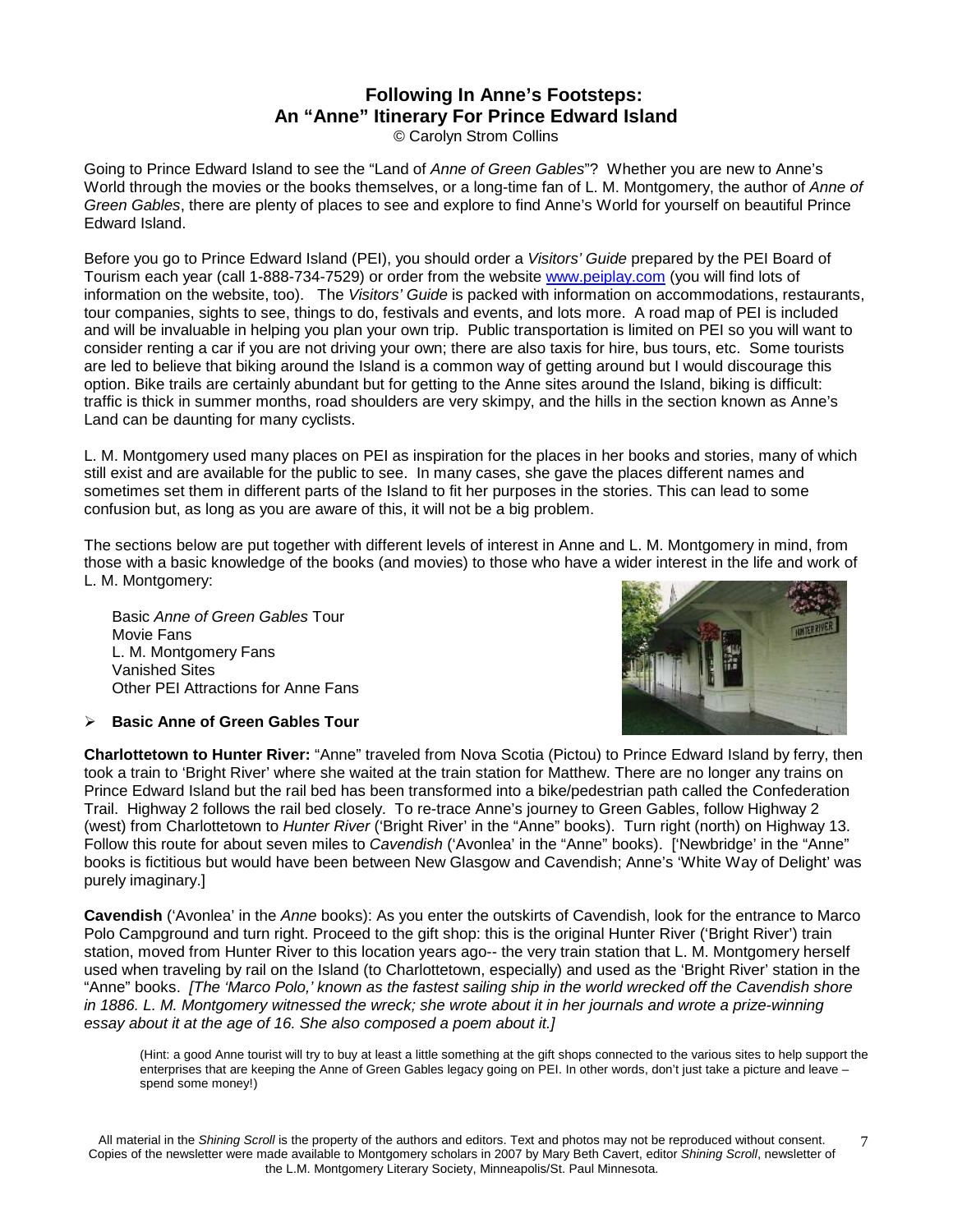## Following In Anne's Footsteps: An "Anne" Itinerary For Prince Edward Island

© Carolyn Strom Collins

Going to Prince Edward Island to see the "Land of *Anne of Green Gables*"? Whether you are new to Anne's World through the movies or the books themselves, or a long-time fan of L. M. Montgomery, the author of *Anne of Green Gables*, there are plenty of places to see and explore to find Anne's World for yourself on beautiful Prince Edward Island.

Before you go to Prince Edward Island (PEI), you should order a *Visitors' Guide* prepared by the PEI Board of Tourism each year (call 1-888-734-7529) or order from the website www.peiplay.com (you will find lots of information on the website, too). The *Visitors' Guide* is packed with information on accommodations, restaurants, tour companies, sights to see, things to do, festivals and events, and lots more. A road map of PEI is included and will be invaluable in helping you plan your own trip. Public transportation is limited on PEI so you will want to consider renting a car if you are not driving your own; there are also taxis for hire, bus tours, etc. Some tourists are led to believe that biking around the Island is a common way of getting around but I would discourage this option. Bike trails are certainly abundant but for getting to the Anne sites around the Island, biking is difficult: traffic is thick in summer months, road shoulders are very skimpy, and the hills in the section known as Anne's Land can be daunting for many cyclists.

L. M. Montgomery used many places on PEI as inspiration for the places in her books and stories, many of which still exist and are available for the public to see. In many cases, she gave the places different names and sometimes set them in different parts of the Island to fit her purposes in the stories. This can lead to some confusion but, as long as you are aware of this, it will not be a big problem.

The sections below are put together with different levels of interest in Anne and L. M. Montgomery in mind, from those with a basic knowledge of the books (and movies) to those who have a wider interest in the life and work of L. M. Montgomery:

- Basic *Anne of Green Gables* Tour
- Movie Fans
- L. M. Montgomery Fans
- Vanished Sites
- Other PEI Attractions for Anne Fans

### Basic Anne of Green Gables Tour

**Charlottetown to Hunter River:** "Anne" traveled from Nova Scotia (Pictou) to Prince Edward Island by ferry, then took a train to 'Bright River' where she waited at the train station for Matthew. There are no longer any trains on Prince Edward Island but the rail bed has been transformed into a bike/pedestrian path called the Confederation Trail. Highway 2 follows the rail bed closely. To re-trace Anne's journey to Green Gables, follow Highway 2 (west) from Charlottetown to *Hunter River* ('Bright River' in the "Anne" books). Turn right (north) on Highway 13. Follow this route for about seven miles to *Cavendish* ('Avonlea' in the "Anne" books). ['Newbridge' in the "Anne" books is fictitious but would have been between New Glasgow and Cavendish; Anne's 'White Way of Delight' was purely imaginary.]

**Cavendish** ('Avonlea' in the *Anne* books): As you enter the outskirts of Cavendish, look for the entrance to Marco Polo Campground and turn right. Proceed to the gift shop: this is the original Hunter River ('Bright River') train station, moved from Hunter River to this location years ago-- the very train station that L. M. Montgomery herself used when traveling by rail on the Island (to Charlottetown, especially) and used as the 'Bright River' station in the "Anne" books. *[The 'Marco Polo,' known as the fastest sailing ship in the world wrecked off the Cavendish shore in 1886. L. M. Montgomery witnessed the wreck; she wrote about it in her journals and wrote a prize-winning essay about it at the age of 16. She also composed a poem about it.]*

(Hint: a good Anne tourist will try to buy at least a little something at the gift shops connected to the various sites to help support the enterprises that are keeping the Anne of Green Gables legacy going on PEI. In other words, don't just take a picture and leave – spend some money!)

All material in the *Shining Scroll* is the property of the authors and editors. Text and photos may not be reproduced without consent. Copies of the newsletter were made available to Montgomery scholars in 2007 by Mary Beth Cavert, editor *Shining Scroll*, newsletter of the L.M. Montgomery Literary Society, Minneapolis/St. Paul Minnesota.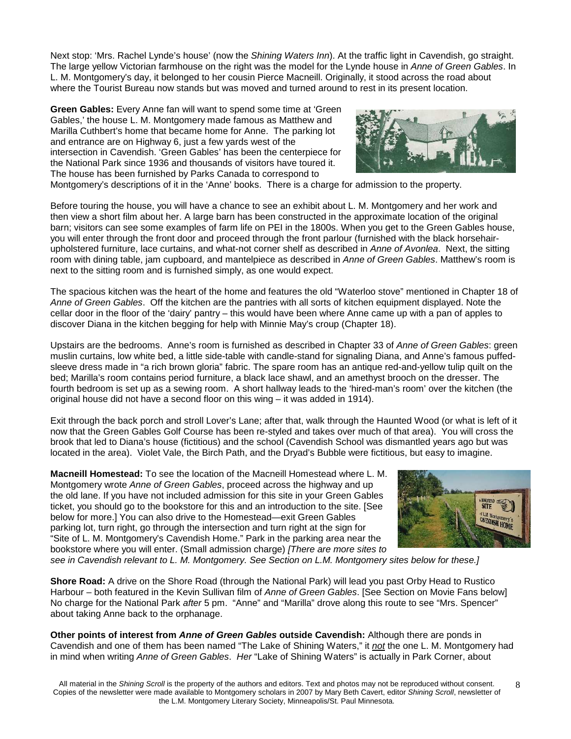Next stop: 'Mrs. Rachel Lynde's house' (now the *Shining Waters Inn*). At the traffic light in Cavendish, go straight. The large yellow Victorian farmhouse on the right was the model for the Lynde house in *Anne of Green Gables*. In L. M. Montgomery's day, it belonged to her cousin Pierce Macneill. Originally, it stood across the road about where the Tourist Bureau now stands but was moved and turned around to rest in its present location.

**Green Gables:** Every Anne fan will want to spend some time at 'Green Gables,' the house L. M. Montgomery made famous as Matthew and Marilla Cuthbert's home that became home for Anne. The parking lot and entrance are on Highway 6, just a few yards west of the intersection in Cavendish. 'Green Gables' has been the centerpiece for the National Park since 1936 and thousands of visitors have toured it. The house has been furnished by Parks Canada to correspond to Montgomery's descriptions of it in the 'Anne' books. There is a charge for admission to the property.

Before touring the house, you will have a chance to see an exhibit about L. M. Montgomery and her work and then view a short film about her. A large barn has been constructed in the approximate location of the original barn; visitors can see some examples of farm life on PEI in the 1800s. When you get to the Green Gables house, you will enter through the front door and proceed through the front parlour (furnished with the black horsehair-upholstered furniture, lace curtains, and what-not corner shelf as described in *Anne of Avonlea*. Next, the sitting room with dining table, jam cupboard, and mantelpiece as described in *Anne of Green Gables*. Matthew's room is next to the sitting room and is furnished simply, as one would expect.

The spacious kitchen was the heart of the home and features the old "Waterloo stove" mentioned in Chapter 18 of *Anne of Green Gables*. Off the kitchen are the pantries with all sorts of kitchen equipment displayed. Note the cellar door in the floor of the 'dairy' pantry – this would have been where Anne came up with a pan of apples to discover Diana in the kitchen begging for help with Minnie May's croup (Chapter 18).

Upstairs are the bedrooms. Anne's room is furnished as described in Chapter 33 of *Anne of Green Gables*: green muslin curtains, low white bed, a little side-table with candle-stand for signaling Diana, and Anne's famous puffed-sleeve dress made in "a rich brown gloria" fabric. The spare room has an antique red-and-yellow tulip quilt on the bed; Marilla's room contains period furniture, a black lace shawl, and an amethyst brooch on the dresser. The fourth bedroom is set up as a sewing room. A short hallway leads to the 'hired-man's room' over the kitchen (the original house did not have a second floor on this wing – it was added in 1914).

Exit through the back porch and stroll Lover's Lane; after that, walk through the Haunted Wood (or what is left of it now that the Green Gables Golf Course has been re-styled and takes over much of that area). You will cross the brook that led to Diana's house (fictitious) and the school (Cavendish School was dismantled years ago but was located in the area). Violet Vale, the Birch Path, and the Dryad's Bubble were fictitious, but easy to imagine.

**Macneill Homestead:** To see the location of the Macneill Homestead where L. M. Montgomery wrote *Anne of Green Gables*, proceed across the highway and up the old lane. If you have not included admission for this site in your Green Gables ticket, you should go to the bookstore for this and an introduction to the site. [See below for more.] You can also drive to the Homestead—exit Green Gables parking lot, turn right, go through the intersection and turn right at the sign for "Site of L. M. Montgomery's Cavendish Home." Park in the parking area near the bookstore where you will enter. (Small admission charge) *[There are more sites to see in Cavendish relevant to L. M. Montgomery. See Section on L.M. Montgomery sites below for these.]*

**Shore Road:** A drive on the Shore Road (through the National Park) will lead you past Orby Head to Rustico Harbour – both featured in the Kevin Sullivan film of *Anne of Green Gables*. [See Section on Movie Fans below] No charge for the National Park *after* 5 pm. "Anne" and "Marilla" drove along this route to see "Mrs. Spencer" about taking Anne back to the orphanage.

**Other points of interest from *Anne of Green Gables* outside Cavendish:** Although there are ponds in Cavendish and one of them has been named "The Lake of Shining Waters," it ***not*** the one L. M. Montgomery had in mind when writing *Anne of Green Gables*. *Her* "Lake of Shining Waters" is actually in Park Corner, about

All material in the *Shining Scroll* is the property of the authors and editors. Text and photos may not be reproduced without consent. Copies of the newsletter were made available to Montgomery scholars in 2007 by Mary Beth Cavert, editor *Shining Scroll*, newsletter of the L.M. Montgomery Literary Society, Minneapolis/St. Paul Minnesota.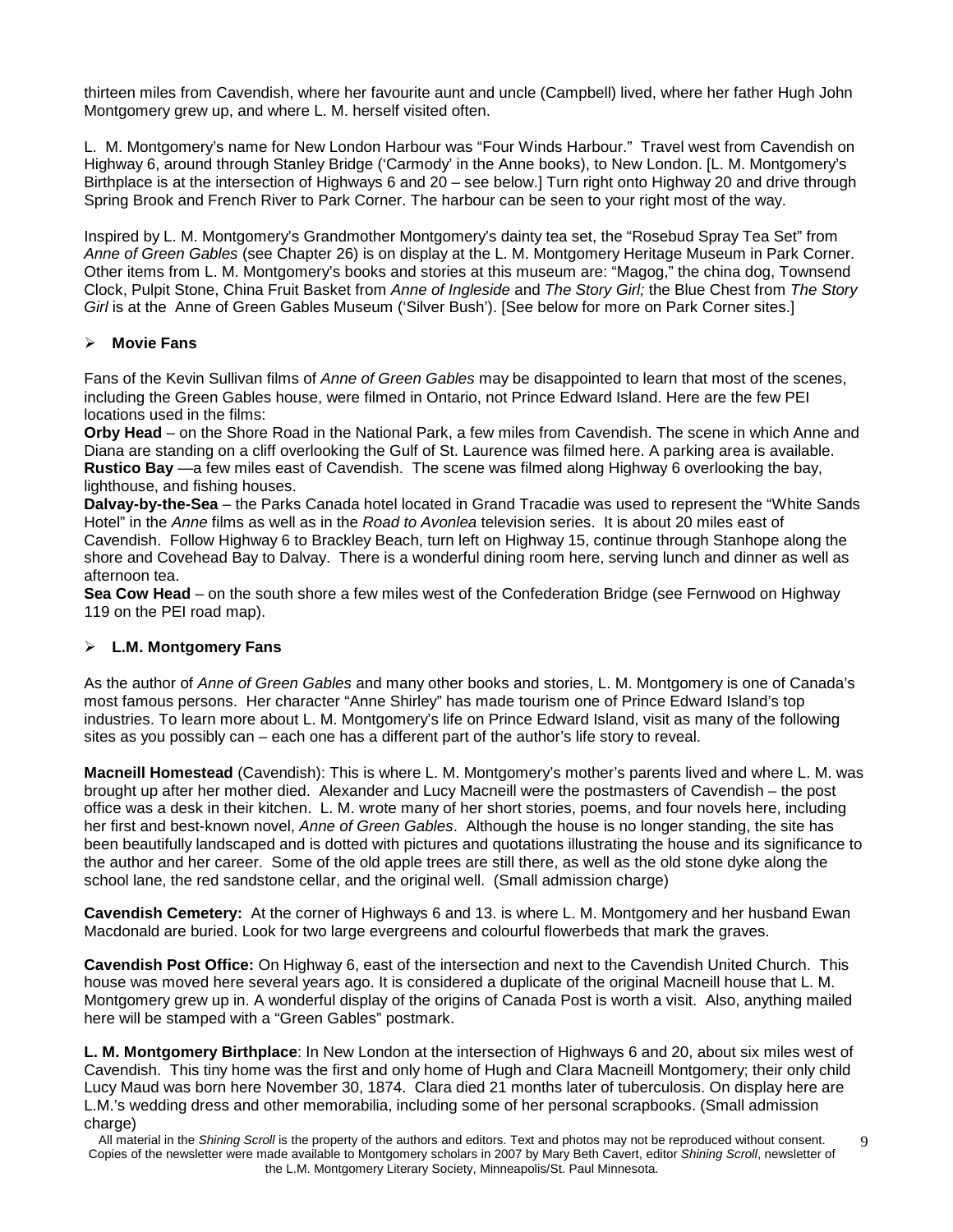thirteen miles from Cavendish, where her favourite aunt and uncle (Campbell) lived, where her father Hugh John Montgomery grew up, and where L. M. herself visited often.

L. M. Montgomery's name for New London Harbour was "Four Winds Harbour." Travel west from Cavendish on Highway 6, around through Stanley Bridge ('Carmody' in the Anne books), to New London. [L. M. Montgomery's Birthplace is at the intersection of Highways 6 and 20 – see below.] Turn right onto Highway 20 and drive through Spring Brook and French River to Park Corner. The harbour can be seen to your right most of the way.

Inspired by L. M. Montgomery's Grandmother Montgomery's dainty tea set, the "Rosebud Spray Tea Set" from *Anne of Green Gables* (see Chapter 26) is on display at the L. M. Montgomery Heritage Museum in Park Corner. Other items from L. M. Montgomery's books and stories at this museum are: "Magog," the china dog, Townsend Clock, Pulpit Stone, China Fruit Basket from *Anne of Ingleside* and *The Story Girl;* the Blue Chest from *The Story Girl* is at the Anne of Green Gables Museum ('Silver Bush'). [See below for more on Park Corner sites.]

- **Movie Fans**

Fans of the Kevin Sullivan films of *Anne of Green Gables* may be disappointed to learn that most of the scenes, including the Green Gables house, were filmed in Ontario, not Prince Edward Island. Here are the few PEI locations used in the films:

**Orby Head** – on the Shore Road in the National Park, a few miles from Cavendish. The scene in which Anne and Diana are standing on a cliff overlooking the Gulf of St. Laurence was filmed here. A parking area is available.

**Rustico Bay** —a few miles east of Cavendish. The scene was filmed along Highway 6 overlooking the bay, lighthouse, and fishing houses.

**Dalvay-by-the-Sea** – the Parks Canada hotel located in Grand Tracadie was used to represent the "White Sands Hotel" in the *Anne* films as well as in the *Road to Avonlea* television series. It is about 20 miles east of Cavendish. Follow Highway 6 to Brackley Beach, turn left on Highway 15, continue through Stanhope along the shore and Covehead Bay to Dalvay. There is a wonderful dining room here, serving lunch and dinner as well as afternoon tea.

**Sea Cow Head** – on the south shore a few miles west of the Confederation Bridge (see Fernwood on Highway 119 on the PEI road map).

- **L.M. Montgomery Fans**

As the author of *Anne of Green Gables* and many other books and stories, L. M. Montgomery is one of Canada's most famous persons. Her character "Anne Shirley" has made tourism one of Prince Edward Island's top industries. To learn more about L. M. Montgomery's life on Prince Edward Island, visit as many of the following sites as you possibly can – each one has a different part of the author's life story to reveal.

**Macneill Homestead** (Cavendish): This is where L. M. Montgomery's mother's parents lived and where L. M. was brought up after her mother died. Alexander and Lucy Macneill were the postmasters of Cavendish – the post office was a desk in their kitchen. L. M. wrote many of her short stories, poems, and four novels here, including her first and best-known novel, *Anne of Green Gables*. Although the house is no longer standing, the site has been beautifully landscaped and is dotted with pictures and quotations illustrating the house and its significance to the author and her career. Some of the old apple trees are still there, as well as the old stone dyke along the school lane, the red sandstone cellar, and the original well. (Small admission charge)

**Cavendish Cemetery:** At the corner of Highways 6 and 13. is where L. M. Montgomery and her husband Ewan Macdonald are buried. Look for two large evergreens and colourful flowerbeds that mark the graves.

**Cavendish Post Office:** On Highway 6, east of the intersection and next to the Cavendish United Church. This house was moved here several years ago. It is considered a duplicate of the original Macneill house that L. M. Montgomery grew up in. A wonderful display of the origins of Canada Post is worth a visit. Also, anything mailed here will be stamped with a "Green Gables" postmark.

**L. M. Montgomery Birthplace**: In New London at the intersection of Highways 6 and 20, about six miles west of Cavendish. This tiny home was the first and only home of Hugh and Clara Macneill Montgomery; their only child Lucy Maud was born here November 30, 1874. Clara died 21 months later of tuberculosis. On display here are L.M.'s wedding dress and other memorabilia, including some of her personal scrapbooks. (Small admission charge)

All material in the *Shining Scroll* is the property of the authors and editors. Text and photos may not be reproduced without consent. Copies of the newsletter were made available to Montgomery scholars in 2007 by Mary Beth Cavert, editor *Shining Scroll*, newsletter of the L.M. Montgomery Literary Society, Minneapolis/St. Paul Minnesota.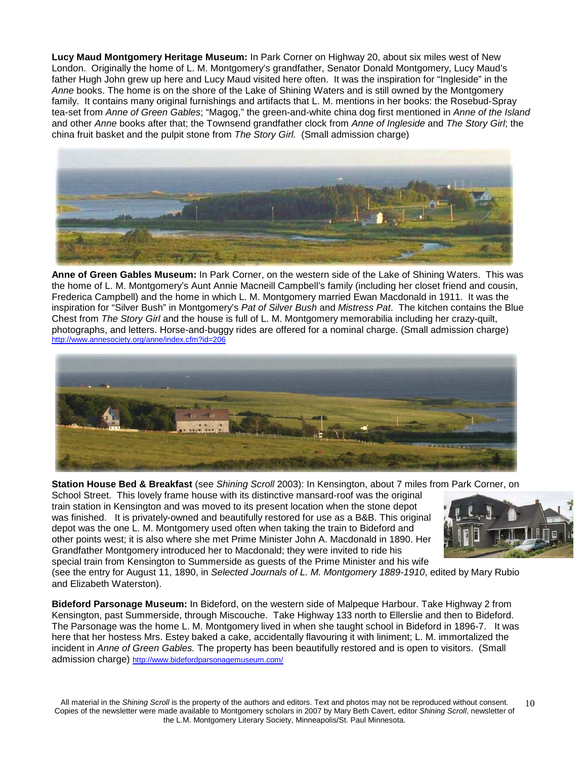**Lucy Maud Montgomery Heritage Museum:** In Park Corner on Highway 20, about six miles west of New London. Originally the home of L. M. Montgomery's grandfather, Senator Donald Montgomery, Lucy Maud's father Hugh John grew up here and Lucy Maud visited here often. It was the inspiration for "Ingleside" in the *Anne* books. The home is on the shore of the Lake of Shining Waters and is still owned by the Montgomery family. It contains many original furnishings and artifacts that L. M. mentions in her books: the Rosebud-Spray tea-set from *Anne of Green Gables*; "Magog," the green-and-white china dog first mentioned in *Anne of the Island* and other *Anne* books after that; the Townsend grandfather clock from *Anne of Ingleside* and *The Story Girl*; the china fruit basket and the pulpit stone from *The Story Girl.* (Small admission charge)

**Anne of Green Gables Museum:** In Park Corner, on the western side of the Lake of Shining Waters. This was the home of L. M. Montgomery's Aunt Annie Macneill Campbell's family (including her closet friend and cousin, Frederica Campbell) and the home in which L. M. Montgomery married Ewan Macdonald in 1911. It was the inspiration for "Silver Bush" in Montgomery's *Pat of Silver Bush* and *Mistress Pat*. The kitchen contains the Blue Chest from *The Story Girl* and the house is full of L. M. Montgomery memorabilia including her crazy-quilt, photographs, and letters. Horse-and-buggy rides are offered for a nominal charge. (Small admission charge) http://www.annesociety.org/anne/index.cfm?id=206

**Station House Bed & Breakfast** (see *Shining Scroll* 2003): In Kensington, about 7 miles from Park Corner, on School Street. This lovely frame house with its distinctive mansard-roof was the original train station in Kensington and was moved to its present location when the stone depot was finished. It is privately-owned and beautifully restored for use as a B&B. This original depot was the one L. M. Montgomery used often when taking the train to Bideford and other points west; it is also where she met Prime Minister John A. Macdonald in 1890. Her Grandfather Montgomery introduced her to Macdonald; they were invited to ride his special train from Kensington to Summerside as guests of the Prime Minister and his wife (see the entry for August 11, 1890, in *Selected Journals of L. M. Montgomery 1889-1910*, edited by Mary Rubio and Elizabeth Waterston).

**Bideford Parsonage Museum:** In Bideford, on the western side of Malpeque Harbour. Take Highway 2 from Kensington, past Summerside, through Miscouche. Take Highway 133 north to Ellerslie and then to Bideford. The Parsonage was the home L. M. Montgomery lived in when she taught school in Bideford in 1896-7. It was here that her hostess Mrs. Estey baked a cake, accidentally flavouring it with liniment; L. M. immortalized the incident in *Anne of Green Gables.* The property has been beautifully restored and is open to visitors. (Small admission charge) http://www.bidefordparsonagemuseum.com/

All material in the *Shining Scroll* is the property of the authors and editors. Text and photos may not be reproduced without consent. Copies of the newsletter were made available to Montgomery scholars in 2007 by Mary Beth Cavert, editor *Shining Scroll*, newsletter of the L.M. Montgomery Literary Society, Minneapolis/St. Paul Minnesota.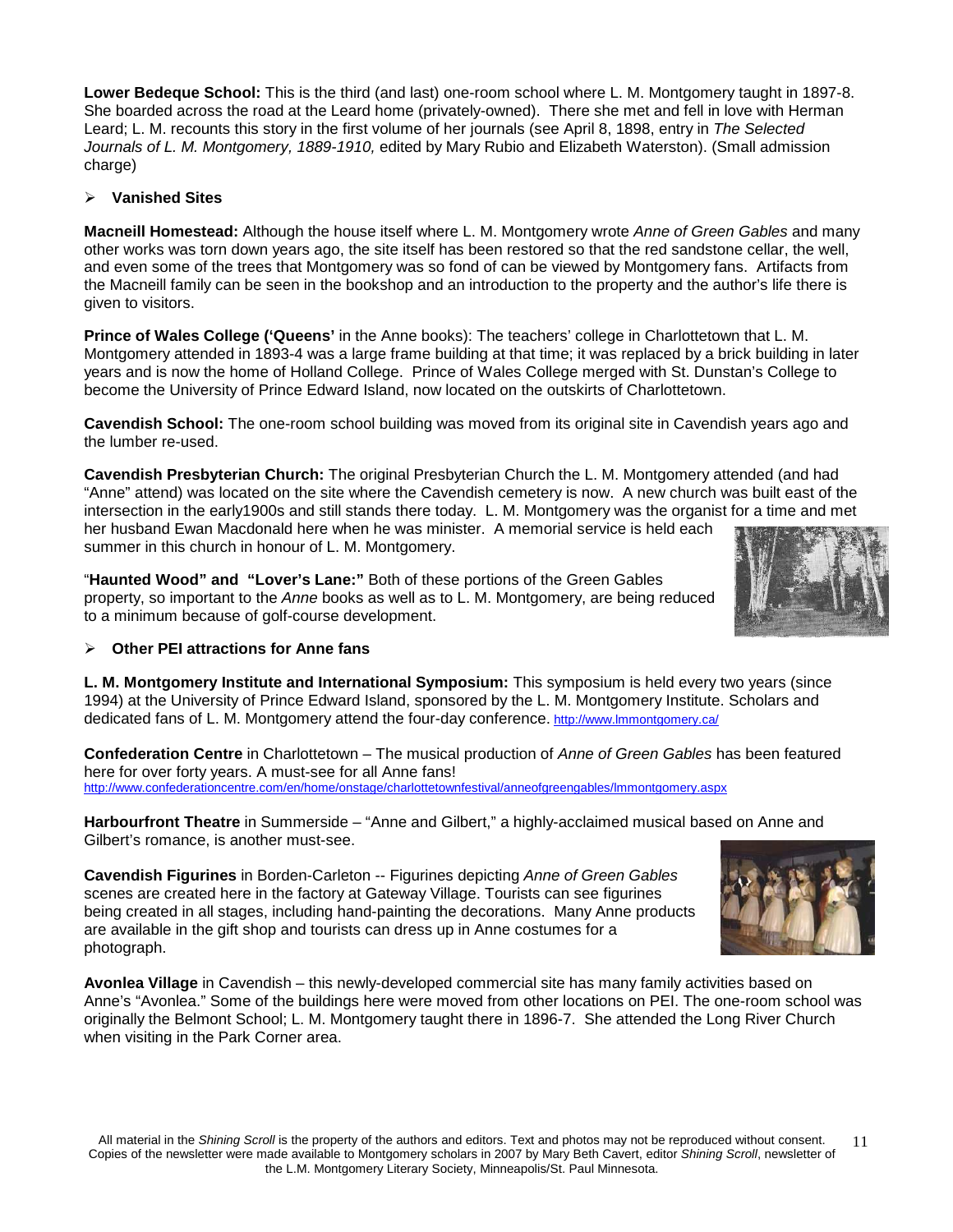**Lower Bedeque School:** This is the third (and last) one-room school where L. M. Montgomery taught in 1897-8. She boarded across the road at the Leard home (privately-owned). There she met and fell in love with Herman Leard; L. M. recounts this story in the first volume of her journals (see April 8, 1898, entry in *The Selected Journals of L. M. Montgomery, 1889-1910,* edited by Mary Rubio and Elizabeth Waterston). (Small admission charge)

- **Vanished Sites**

**Macneill Homestead:** Although the house itself where L. M. Montgomery wrote *Anne of Green Gables* and many other works was torn down years ago, the site itself has been restored so that the red sandstone cellar, the well, and even some of the trees that Montgomery was so fond of can be viewed by Montgomery fans. Artifacts from the Macneill family can be seen in the bookshop and an introduction to the property and the author's life there is given to visitors.

**Prince of Wales College ('Queens'** in the Anne books): The teachers' college in Charlottetown that L. M. Montgomery attended in 1893-4 was a large frame building at that time; it was replaced by a brick building in later years and is now the home of Holland College. Prince of Wales College merged with St. Dunstan's College to become the University of Prince Edward Island, now located on the outskirts of Charlottetown.

**Cavendish School:** The one-room school building was moved from its original site in Cavendish years ago and the lumber re-used.

**Cavendish Presbyterian Church:** The original Presbyterian Church the L. M. Montgomery attended (and had "Anne" attend) was located on the site where the Cavendish cemetery is now. A new church was built east of the intersection in the early1900s and still stands there today. L. M. Montgomery was the organist for a time and met her husband Ewan Macdonald here when he was minister. A memorial service is held each summer in this church in honour of L. M. Montgomery.

"**Haunted Wood" and "Lover's Lane:"** Both of these portions of the Green Gables property, so important to the *Anne* books as well as to L. M. Montgomery, are being reduced to a minimum because of golf-course development.

- **Other PEI attractions for Anne fans**

**L. M. Montgomery Institute and International Symposium:** This symposium is held every two years (since 1994) at the University of Prince Edward Island, sponsored by the L. M. Montgomery Institute. Scholars and dedicated fans of L. M. Montgomery attend the four-day conference. http://www.lmmontgomery.ca/

**Confederation Centre** in Charlottetown – The musical production of *Anne of Green Gables* has been featured here for over forty years. A must-see for all Anne fans!
http://www.confederationcentre.com/en/home/onstage/charlottetownfestival/anneofgreengables/lmmontgomery.aspx

**Harbourfront Theatre** in Summerside – "Anne and Gilbert," a highly-acclaimed musical based on Anne and Gilbert's romance, is another must-see.

**Cavendish Figurines** in Borden-Carleton -- Figurines depicting *Anne of Green Gables* scenes are created here in the factory at Gateway Village. Tourists can see figurines being created in all stages, including hand-painting the decorations. Many Anne products are available in the gift shop and tourists can dress up in Anne costumes for a photograph.

**Avonlea Village** in Cavendish – this newly-developed commercial site has many family activities based on Anne's "Avonlea." Some of the buildings here were moved from other locations on PEI. The one-room school was originally the Belmont School; L. M. Montgomery taught there in 1896-7. She attended the Long River Church when visiting in the Park Corner area.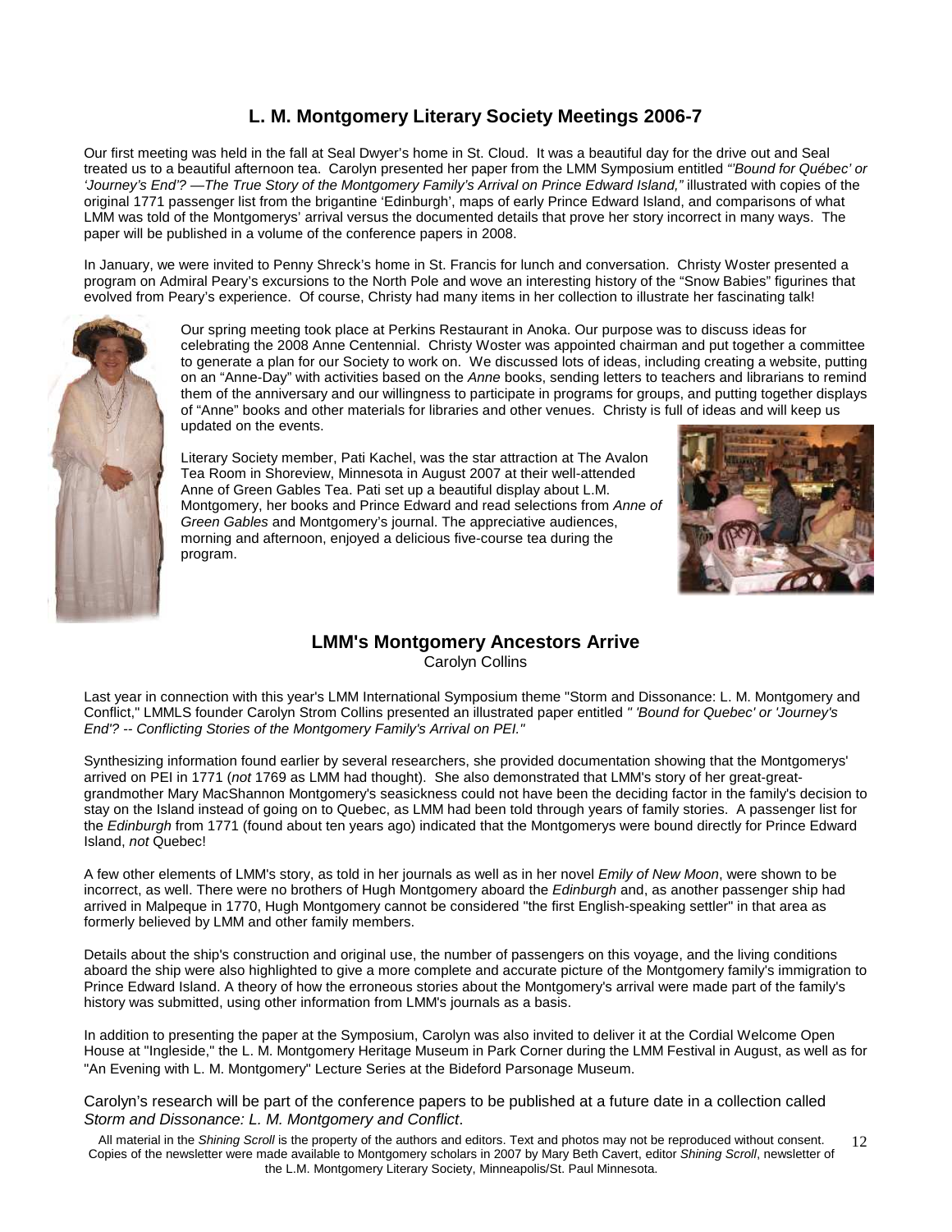## L. M. Montgomery Literary Society Meetings 2006-7

Our first meeting was held in the fall at Seal Dwyer's home in St. Cloud. It was a beautiful day for the drive out and Seal treated us to a beautiful afternoon tea. Carolyn presented her paper from the LMM Symposium entitled *"'Bound for Québec' or 'Journey's End'? —The True Story of the Montgomery Family's Arrival on Prince Edward Island,"* illustrated with copies of the original 1771 passenger list from the brigantine 'Edinburgh', maps of early Prince Edward Island, and comparisons of what LMM was told of the Montgomerys' arrival versus the documented details that prove her story incorrect in many ways. The paper will be published in a volume of the conference papers in 2008.

In January, we were invited to Penny Shreck's home in St. Francis for lunch and conversation. Christy Woster presented a program on Admiral Peary's excursions to the North Pole and wove an interesting history of the "Snow Babies" figurines that evolved from Peary's experience. Of course, Christy had many items in her collection to illustrate her fascinating talk!

Our spring meeting took place at Perkins Restaurant in Anoka. Our purpose was to discuss ideas for celebrating the 2008 Anne Centennial. Christy Woster was appointed chairman and put together a committee to generate a plan for our Society to work on. We discussed lots of ideas, including creating a website, putting on an "Anne-Day" with activities based on the *Anne* books, sending letters to teachers and librarians to remind them of the anniversary and our willingness to participate in programs for groups, and putting together displays of "Anne" books and other materials for libraries and other venues. Christy is full of ideas and will keep us updated on the events.

Literary Society member, Pati Kachel, was the star attraction at The Avalon Tea Room in Shoreview, Minnesota in August 2007 at their well-attended Anne of Green Gables Tea. Pati set up a beautiful display about L.M. Montgomery, her books and Prince Edward and read selections from *Anne of Green Gables* and Montgomery's journal. The appreciative audiences, morning and afternoon, enjoyed a delicious five-course tea during the program.

## LMM's Montgomery Ancestors Arrive

Carolyn Collins

Last year in connection with this year's LMM International Symposium theme "Storm and Dissonance: L. M. Montgomery and Conflict," LMMLS founder Carolyn Strom Collins presented an illustrated paper entitled *" 'Bound for Quebec' or 'Journey's End'? -- Conflicting Stories of the Montgomery Family's Arrival on PEI."*

Synthesizing information found earlier by several researchers, she provided documentation showing that the Montgomerys' arrived on PEI in 1771 (*not* 1769 as LMM had thought). She also demonstrated that LMM's story of her great-great-grandmother Mary MacShannon Montgomery's seasickness could not have been the deciding factor in the family's decision to stay on the Island instead of going on to Quebec, as LMM had been told through years of family stories. A passenger list for the *Edinburgh* from 1771 (found about ten years ago) indicated that the Montgomerys were bound directly for Prince Edward Island, *not* Quebec!

A few other elements of LMM's story, as told in her journals as well as in her novel *Emily of New Moon*, were shown to be incorrect, as well. There were no brothers of Hugh Montgomery aboard the *Edinburgh* and, as another passenger ship had arrived in Malpeque in 1770, Hugh Montgomery cannot be considered "the first English-speaking settler" in that area as formerly believed by LMM and other family members.

Details about the ship's construction and original use, the number of passengers on this voyage, and the living conditions aboard the ship were also highlighted to give a more complete and accurate picture of the Montgomery family's immigration to Prince Edward Island. A theory of how the erroneous stories about the Montgomery's arrival were made part of the family's history was submitted, using other information from LMM's journals as a basis.

In addition to presenting the paper at the Symposium, Carolyn was also invited to deliver it at the Cordial Welcome Open House at "Ingleside," the L. M. Montgomery Heritage Museum in Park Corner during the LMM Festival in August, as well as for "An Evening with L. M. Montgomery" Lecture Series at the Bideford Parsonage Museum.

Carolyn's research will be part of the conference papers to be published at a future date in a collection called *Storm and Dissonance: L. M. Montgomery and Conflict*.

All material in the *Shining Scroll* is the property of the authors and editors. Text and photos may not be reproduced without consent. Copies of the newsletter were made available to Montgomery scholars in 2007 by Mary Beth Cavert, editor *Shining Scroll*, newsletter of the L.M. Montgomery Literary Society, Minneapolis/St. Paul Minnesota.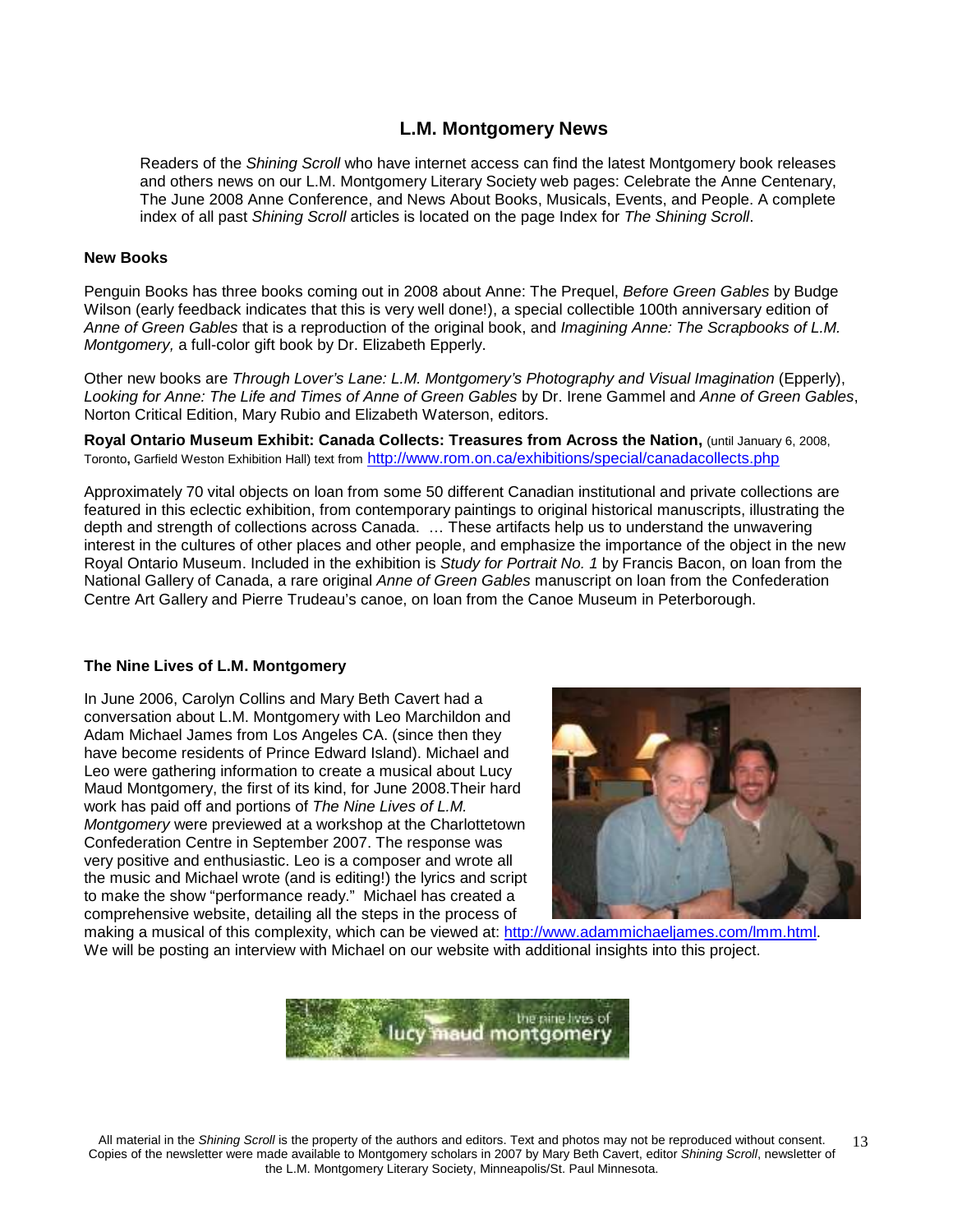## L.M. Montgomery News

Readers of the *Shining Scroll* who have internet access can find the latest Montgomery book releases and others news on our L.M. Montgomery Literary Society web pages: Celebrate the Anne Centenary, The June 2008 Anne Conference, and News About Books, Musicals, Events, and People. A complete index of all past *Shining Scroll* articles is located on the page Index for *The Shining Scroll*.

**New Books**

Penguin Books has three books coming out in 2008 about Anne: The Prequel, *Before Green Gables* by Budge Wilson (early feedback indicates that this is very well done!), a special collectible 100th anniversary edition of *Anne of Green Gables* that is a reproduction of the original book, and *Imagining Anne: The Scrapbooks of L.M. Montgomery,* a full-color gift book by Dr. Elizabeth Epperly.

Other new books are *Through Lover's Lane: L.M. Montgomery's Photography and Visual Imagination* (Epperly), *Looking for Anne: The Life and Times of Anne of Green Gables* by Dr. Irene Gammel and *Anne of Green Gables*, Norton Critical Edition, Mary Rubio and Elizabeth Waterson, editors.

**Royal Ontario Museum Exhibit: Canada Collects: Treasures from Across the Nation,** (until January 6, 2008, Toronto**,** Garfield Weston Exhibition Hall) text from http://www.rom.on.ca/exhibitions/special/canadacollects.php

Approximately 70 vital objects on loan from some 50 different Canadian institutional and private collections are featured in this eclectic exhibition, from contemporary paintings to original historical manuscripts, illustrating the depth and strength of collections across Canada. … These artifacts help us to understand the unwavering interest in the cultures of other places and other people, and emphasize the importance of the object in the new Royal Ontario Museum. Included in the exhibition is *Study for Portrait No. 1* by Francis Bacon, on loan from the National Gallery of Canada, a rare original *Anne of Green Gables* manuscript on loan from the Confederation Centre Art Gallery and Pierre Trudeau's canoe, on loan from the Canoe Museum in Peterborough.

**The Nine Lives of L.M. Montgomery**

In June 2006, Carolyn Collins and Mary Beth Cavert had a conversation about L.M. Montgomery with Leo Marchildon and Adam Michael James from Los Angeles CA. (since then they have become residents of Prince Edward Island). Michael and Leo were gathering information to create a musical about Lucy Maud Montgomery, the first of its kind, for June 2008.Their hard work has paid off and portions of *The Nine Lives of L.M. Montgomery* were previewed at a workshop at the Charlottetown Confederation Centre in September 2007. The response was very positive and enthusiastic. Leo is a composer and wrote all the music and Michael wrote (and is editing!) the lyrics and script to make the show "performance ready." Michael has created a comprehensive website, detailing all the steps in the process of making a musical of this complexity, which can be viewed at: http://www.adammichaeljames.com/lmm.html. We will be posting an interview with Michael on our website with additional insights into this project.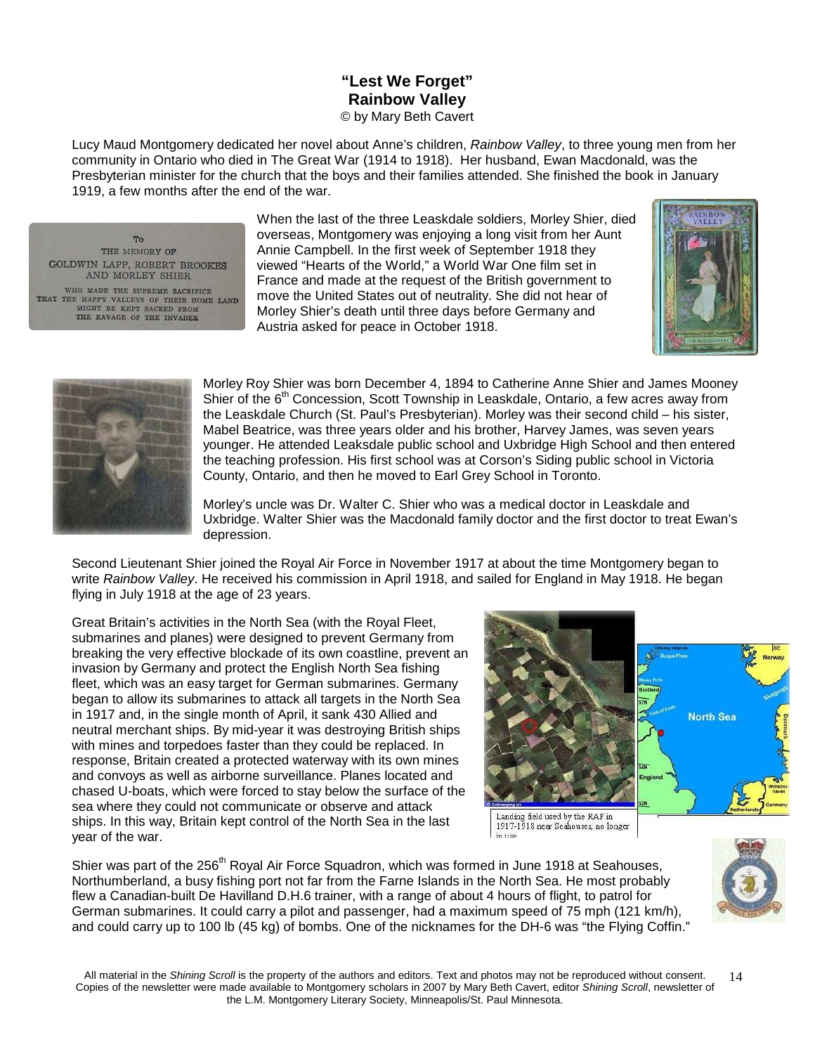# "Lest We Forget"
## Rainbow Valley

© by Mary Beth Cavert

Lucy Maud Montgomery dedicated her novel about Anne's children, *Rainbow Valley*, to three young men from her community in Ontario who died in The Great War (1914 to 1918). Her husband, Ewan Macdonald, was the Presbyterian minister for the church that the boys and their families attended. She finished the book in January 1919, a few months after the end of the war.

To
THE MEMORY OF
GOLDWIN LAPP, ROBERT BROOKES
AND MORLEY SHIER

WHO MADE THE SUPREME SACRIFICE
THAT THE HAPPY VALLEYS OF THEIR HOME LAND
MIGHT BE KEPT SACRED FROM
THE RAVAGE OF THE INVADER

When the last of the three Leaskdale soldiers, Morley Shier, died overseas, Montgomery was enjoying a long visit from her Aunt Annie Campbell. In the first week of September 1918 they viewed "Hearts of the World," a World War One film set in France and made at the request of the British government to move the United States out of neutrality. She did not hear of Morley Shier's death until three days before Germany and Austria asked for peace in October 1918.

Morley Roy Shier was born December 4, 1894 to Catherine Anne Shier and James Mooney Shier of the 6th Concession, Scott Township in Leaskdale, Ontario, a few acres away from the Leaskdale Church (St. Paul's Presbyterian). Morley was their second child – his sister, Mabel Beatrice, was three years older and his brother, Harvey James, was seven years younger. He attended Leaksdale public school and Uxbridge High School and then entered the teaching profession. His first school was at Corson's Siding public school in Victoria County, Ontario, and then he moved to Earl Grey School in Toronto.

Morley's uncle was Dr. Walter C. Shier who was a medical doctor in Leaskdale and Uxbridge. Walter Shier was the Macdonald family doctor and the first doctor to treat Ewan's depression.

Second Lieutenant Shier joined the Royal Air Force in November 1917 at about the time Montgomery began to write *Rainbow Valley*. He received his commission in April 1918, and sailed for England in May 1918. He began flying in July 1918 at the age of 23 years.

Great Britain's activities in the North Sea (with the Royal Fleet, submarines and planes) were designed to prevent Germany from breaking the very effective blockade of its own coastline, prevent an invasion by Germany and protect the English North Sea fishing fleet, which was an easy target for German submarines. Germany began to allow its submarines to attack all targets in the North Sea in 1917 and, in the single month of April, it sank 430 Allied and neutral merchant ships. By mid-year it was destroying British ships with mines and torpedoes faster than they could be replaced. In response, Britain created a protected waterway with its own mines and convoys as well as airborne surveillance. Planes located and chased U-boats, which were forced to stay below the surface of the sea where they could not communicate or observe and attack ships. In this way, Britain kept control of the North Sea in the last year of the war.

Landing field used by the RAF in 1917-1918 near Seahouses, no longer in use

Shier was part of the 256th Royal Air Force Squadron, which was formed in June 1918 at Seahouses, Northumberland, a busy fishing port not far from the Farne Islands in the North Sea. He most probably flew a Canadian-built De Havilland D.H.6 trainer, with a range of about 4 hours of flight, to patrol for German submarines. It could carry a pilot and passenger, had a maximum speed of 75 mph (121 km/h), and could carry up to 100 lb (45 kg) of bombs. One of the nicknames for the DH-6 was "the Flying Coffin."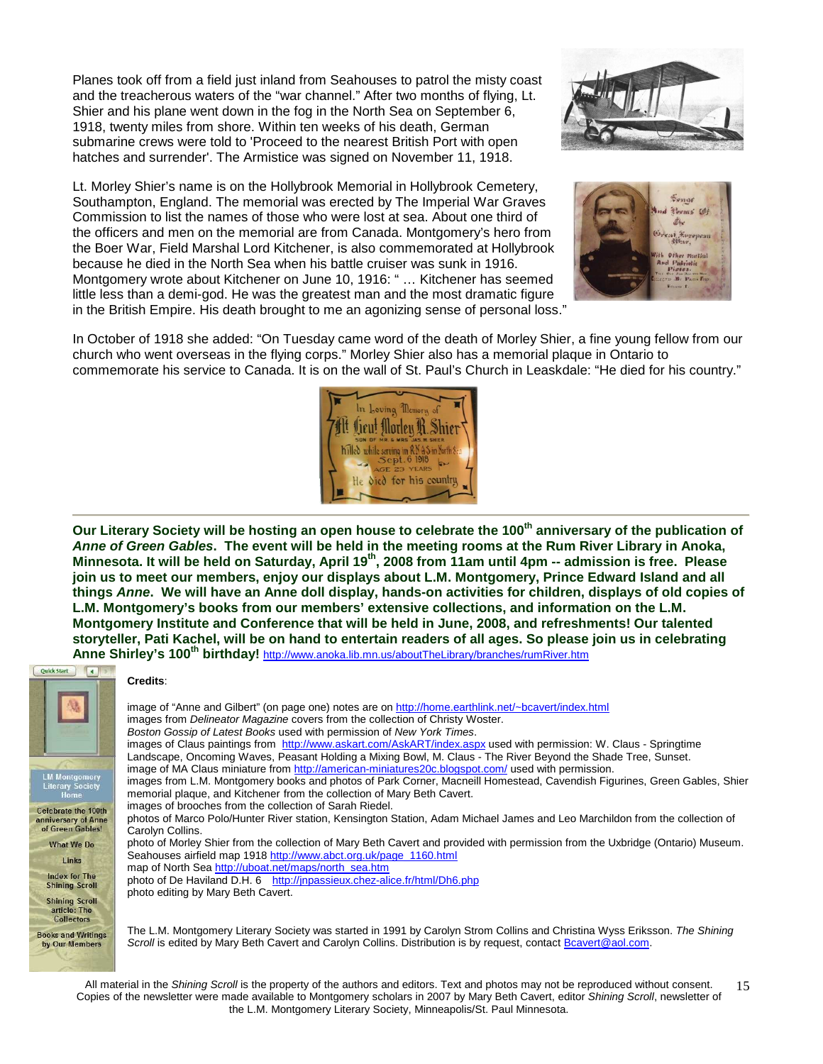Planes took off from a field just inland from Seahouses to patrol the misty coast and the treacherous waters of the "war channel." After two months of flying, Lt. Shier and his plane went down in the fog in the North Sea on September 6, 1918, twenty miles from shore. Within ten weeks of his death, German submarine crews were told to 'Proceed to the nearest British Port with open hatches and surrender'. The Armistice was signed on November 11, 1918.

Lt. Morley Shier's name is on the Hollybrook Memorial in Hollybrook Cemetery, Southampton, England. The memorial was erected by The Imperial War Graves Commission to list the names of those who were lost at sea. About one third of the officers and men on the memorial are from Canada. Montgomery's hero from the Boer War, Field Marshal Lord Kitchener, is also commemorated at Hollybrook because he died in the North Sea when his battle cruiser was sunk in 1916. Montgomery wrote about Kitchener on June 10, 1916: " … Kitchener has seemed little less than a demi-god. He was the greatest man and the most dramatic figure in the British Empire. His death brought to me an agonizing sense of personal loss."

In October of 1918 she added: "On Tuesday came word of the death of Morley Shier, a fine young fellow from our church who went overseas in the flying corps." Morley Shier also has a memorial plaque in Ontario to commemorate his service to Canada. It is on the wall of St. Paul's Church in Leaskdale: "He died for his country."

---

**Our Literary Society will be hosting an open house to celebrate the 100th anniversary of the publication of *Anne of Green Gables*. The event will be held in the meeting rooms at the Rum River Library in Anoka, Minnesota. It will be held on Saturday, April 19th, 2008 from 11am until 4pm -- admission is free. Please join us to meet our members, enjoy our displays about L.M. Montgomery, Prince Edward Island and all things *Anne*. We will have an Anne doll display, hands-on activities for children, displays of old copies of L.M. Montgomery's books from our members' extensive collections, and information on the L.M. Montgomery Institute and Conference that will be held in June, 2008, and refreshments! Our talented storyteller, Pati Kachel, will be on hand to entertain readers of all ages. So please join us in celebrating Anne Shirley's 100th birthday!** http://www.anoka.lib.mn.us/aboutTheLibrary/branches/rumRiver.htm

Quick Start

LM Montgomery Literary Society Home

Celebrate the 100th anniversary of Anne of Green Gables!

What We Do

Links

Index for The Shining Scroll

Shining Scroll article: The Collectors

Books and Writings by Our Members

**Credits**:

image of "Anne and Gilbert" (on page one) notes are on http://home.earthlink.net/~bcavert/index.html
images from *Delineator Magazine* covers from the collection of Christy Woster.
*Boston Gossip of Latest Books* used with permission of *New York Times*.
images of Claus paintings from http://www.askart.com/AskART/index.aspx used with permission: W. Claus - Springtime Landscape, Oncoming Waves, Peasant Holding a Mixing Bowl, M. Claus - The River Beyond the Shade Tree, Sunset.
image of MA Claus miniature from http://american-miniatures20c.blogspot.com/ used with permission.
images from L.M. Montgomery books and photos of Park Corner, Macneill Homestead, Cavendish Figurines, Green Gables, Shier memorial plaque, and Kitchener from the collection of Mary Beth Cavert.
images of brooches from the collection of Sarah Riedel.
photos of Marco Polo/Hunter River station, Kensington Station, Adam Michael James and Leo Marchildon from the collection of Carolyn Collins.
photo of Morley Shier from the collection of Mary Beth Cavert and provided with permission from the Uxbridge (Ontario) Museum.
Seahouses airfield map 1918 http://www.abct.org.uk/page_1160.html
map of North Sea http://uboat.net/maps/north_sea.htm
photo of De Haviland D.H. 6 http://jnpassieux.chez-alice.fr/html/Dh6.php
photo editing by Mary Beth Cavert.

The L.M. Montgomery Literary Society was started in 1991 by Carolyn Strom Collins and Christina Wyss Eriksson. *The Shining Scroll* is edited by Mary Beth Cavert and Carolyn Collins. Distribution is by request, contact Bcavert@aol.com.

All material in the *Shining Scroll* is the property of the authors and editors. Text and photos may not be reproduced without consent. Copies of the newsletter were made available to Montgomery scholars in 2007 by Mary Beth Cavert, editor *Shining Scroll*, newsletter of the L.M. Montgomery Literary Society, Minneapolis/St. Paul Minnesota.